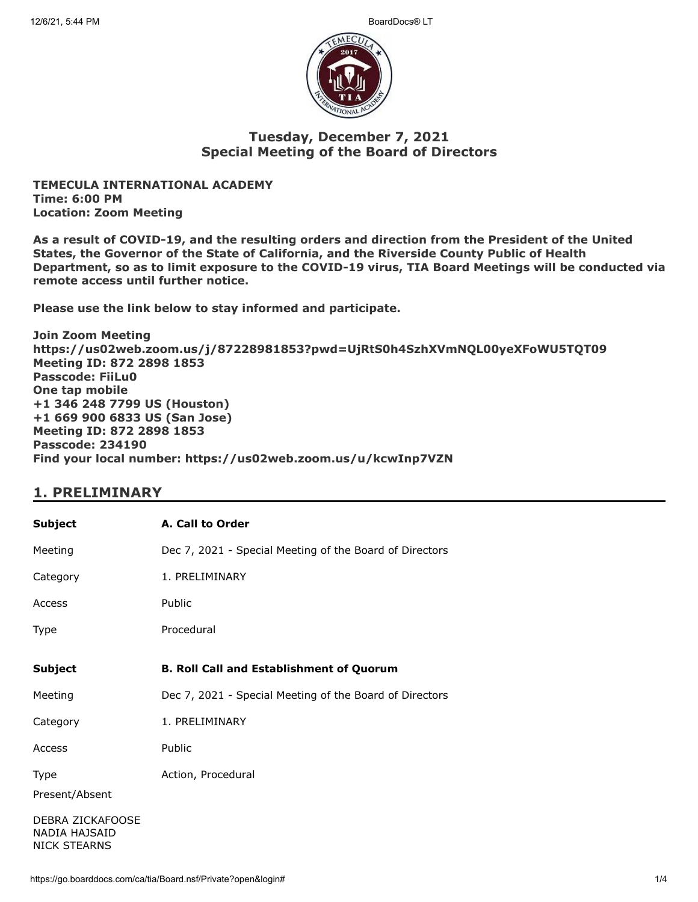# Tuesday, December 7, 2021
# Special Meeting of the Board of Directors

**TEMECULA INTERNATIONAL ACADEMY**
**Time: 6:00 PM**
**Location: Zoom Meeting**

**As a result of COVID-19, and the resulting orders and direction from the President of the United States, the Governor of the State of California, and the Riverside County Public of Health Department, so as to limit exposure to the COVID-19 virus, TIA Board Meetings will be conducted via remote access until further notice.**

**Please use the link below to stay informed and participate.**

**Join Zoom Meeting**
**https://us02web.zoom.us/j/87228981853?pwd=UjRtS0h4SzhXVmNQL00yeXFoWU5TQT09**
**Meeting ID: 872 2898 1853**
**Passcode: FiiLu0**
**One tap mobile**
**+1 346 248 7799 US (Houston)**
**+1 669 900 6833 US (San Jose)**
**Meeting ID: 872 2898 1853**
**Passcode: 234190**
**Find your local number: https://us02web.zoom.us/u/kcwInp7VZN**

## 1. PRELIMINARY

| **Subject** | **A. Call to Order** |
| --- | --- |
| Meeting | Dec 7, 2021 - Special Meeting of the Board of Directors |
| Category | 1. PRELIMINARY |
| Access | Public |
| Type | Procedural |

| **Subject** | **B. Roll Call and Establishment of Quorum** |
| --- | --- |
| Meeting | Dec 7, 2021 - Special Meeting of the Board of Directors |
| Category | 1. PRELIMINARY |
| Access | Public |
| Type | Action, Procedural |

Present/Absent

DEBRA ZICKAFOOSE
NADIA HAJSAID
NICK STEARNS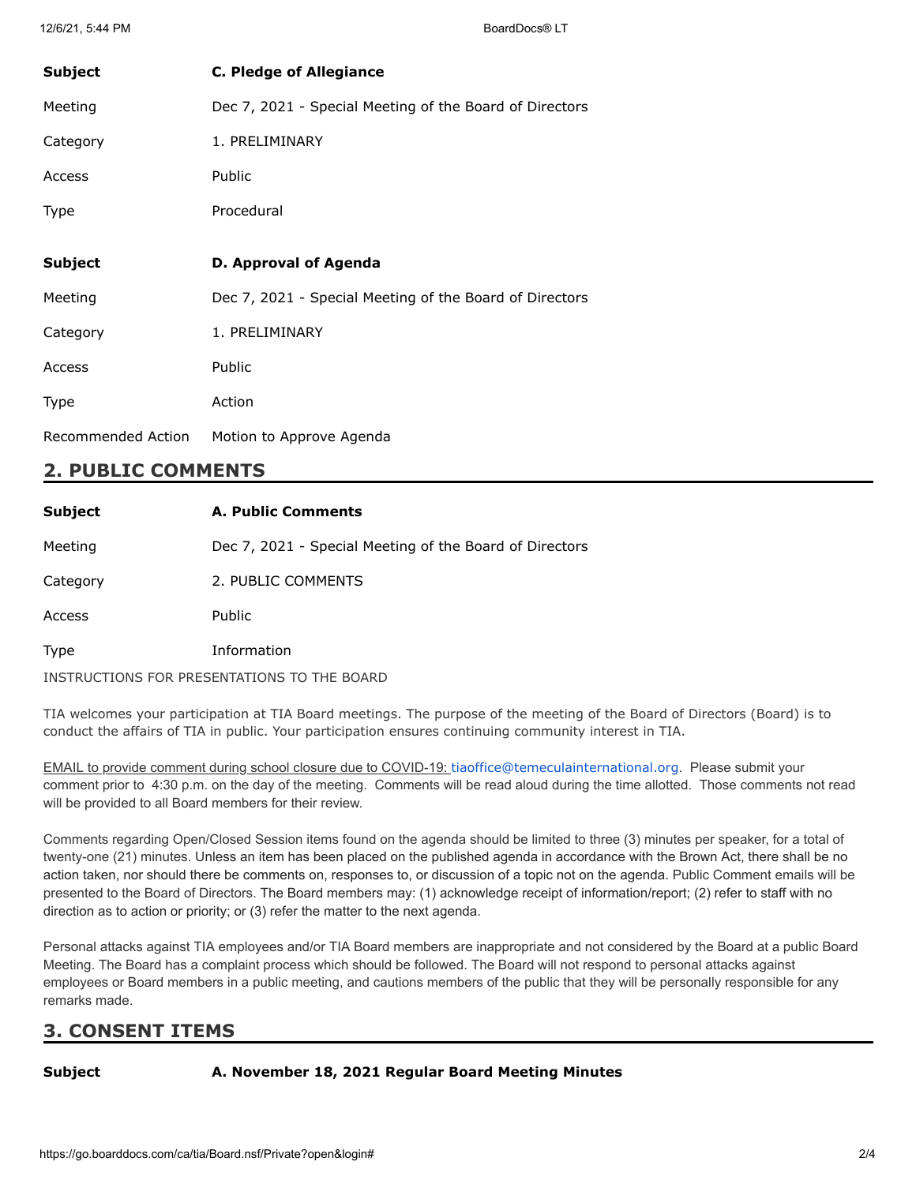| | |
|---|---|
| **Subject** | **C. Pledge of Allegiance** |
| Meeting | Dec 7, 2021 - Special Meeting of the Board of Directors |
| Category | 1. PRELIMINARY |
| Access | Public |
| Type | Procedural |

| | |
|---|---|
| **Subject** | **D. Approval of Agenda** |
| Meeting | Dec 7, 2021 - Special Meeting of the Board of Directors |
| Category | 1. PRELIMINARY |
| Access | Public |
| Type | Action |
| Recommended Action | Motion to Approve Agenda |

## 2. PUBLIC COMMENTS

| | |
|---|---|
| **Subject** | **A. Public Comments** |
| Meeting | Dec 7, 2021 - Special Meeting of the Board of Directors |
| Category | 2. PUBLIC COMMENTS |
| Access | Public |
| Type | Information |

INSTRUCTIONS FOR PRESENTATIONS TO THE BOARD

TIA welcomes your participation at TIA Board meetings. The purpose of the meeting of the Board of Directors (Board) is to conduct the affairs of TIA in public. Your participation ensures continuing community interest in TIA.

EMAIL to provide comment during school closure due to COVID-19: tiaoffice@temeculainternational.org. Please submit your comment prior to 4:30 p.m. on the day of the meeting. Comments will be read aloud during the time allotted. Those comments not read will be provided to all Board members for their review.

Comments regarding Open/Closed Session items found on the agenda should be limited to three (3) minutes per speaker, for a total of twenty-one (21) minutes. Unless an item has been placed on the published agenda in accordance with the Brown Act, there shall be no action taken, nor should there be comments on, responses to, or discussion of a topic not on the agenda. Public Comment emails will be presented to the Board of Directors. The Board members may: (1) acknowledge receipt of information/report; (2) refer to staff with no direction as to action or priority; or (3) refer the matter to the next agenda.

Personal attacks against TIA employees and/or TIA Board members are inappropriate and not considered by the Board at a public Board Meeting. The Board has a complaint process which should be followed. The Board will not respond to personal attacks against employees or Board members in a public meeting, and cautions members of the public that they will be personally responsible for any remarks made.

## 3. CONSENT ITEMS

| | |
|---|---|
| **Subject** | **A. November 18, 2021 Regular Board Meeting Minutes** |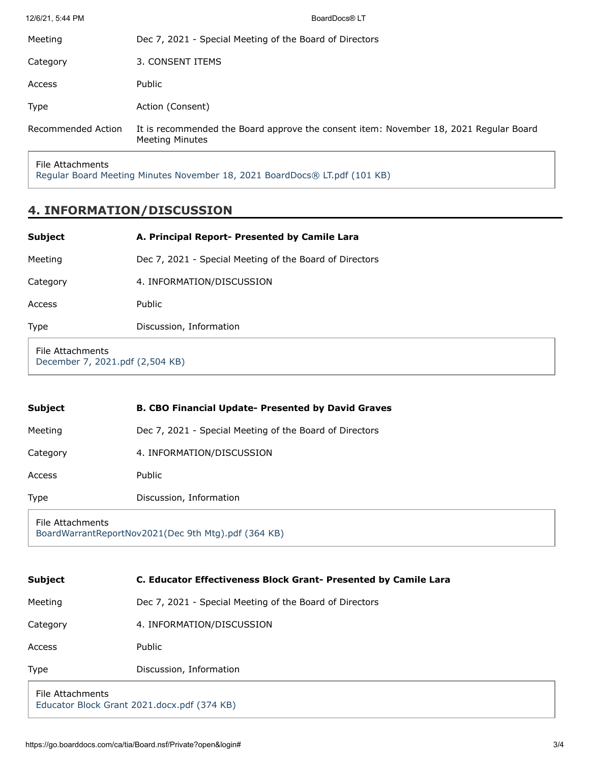| | |
|---|---|
| Meeting | Dec 7, 2021 - Special Meeting of the Board of Directors |
| Category | 3. CONSENT ITEMS |
| Access | Public |
| Type | Action (Consent) |
| Recommended Action | It is recommended the Board approve the consent item: November 18, 2021 Regular Board Meeting Minutes |

File Attachments
Regular Board Meeting Minutes November 18, 2021 BoardDocs® LT.pdf (101 KB)

## 4. INFORMATION/DISCUSSION

| **Subject** | **A. Principal Report- Presented by Camile Lara** |
|---|---|
| Meeting | Dec 7, 2021 - Special Meeting of the Board of Directors |
| Category | 4. INFORMATION/DISCUSSION |
| Access | Public |
| Type | Discussion, Information |

File Attachments
December 7, 2021.pdf (2,504 KB)

| **Subject** | **B. CBO Financial Update- Presented by David Graves** |
|---|---|
| Meeting | Dec 7, 2021 - Special Meeting of the Board of Directors |
| Category | 4. INFORMATION/DISCUSSION |
| Access | Public |
| Type | Discussion, Information |

File Attachments
BoardWarrantReportNov2021(Dec 9th Mtg).pdf (364 KB)

| **Subject** | **C. Educator Effectiveness Block Grant- Presented by Camile Lara** |
|---|---|
| Meeting | Dec 7, 2021 - Special Meeting of the Board of Directors |
| Category | 4. INFORMATION/DISCUSSION |
| Access | Public |
| Type | Discussion, Information |

File Attachments
Educator Block Grant 2021.docx.pdf (374 KB)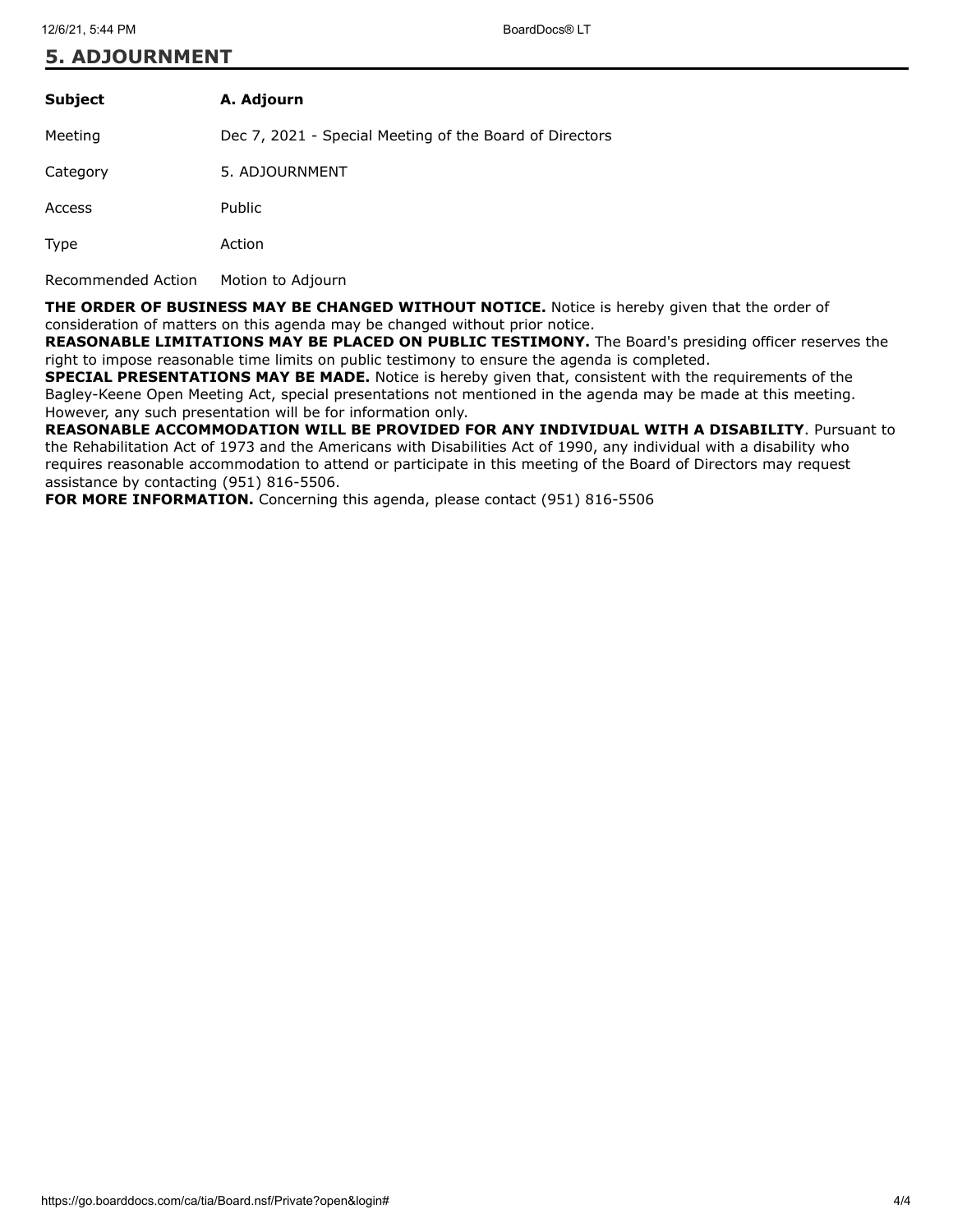## 5. ADJOURNMENT

| | |
|---|---|
| **Subject** | **A. Adjourn** |
| Meeting | Dec 7, 2021 - Special Meeting of the Board of Directors |
| Category | 5. ADJOURNMENT |
| Access | Public |
| Type | Action |
| Recommended Action | Motion to Adjourn |

**THE ORDER OF BUSINESS MAY BE CHANGED WITHOUT NOTICE.** Notice is hereby given that the order of consideration of matters on this agenda may be changed without prior notice.
**REASONABLE LIMITATIONS MAY BE PLACED ON PUBLIC TESTIMONY.** The Board's presiding officer reserves the right to impose reasonable time limits on public testimony to ensure the agenda is completed.
**SPECIAL PRESENTATIONS MAY BE MADE.** Notice is hereby given that, consistent with the requirements of the Bagley-Keene Open Meeting Act, special presentations not mentioned in the agenda may be made at this meeting. However, any such presentation will be for information only.
**REASONABLE ACCOMMODATION WILL BE PROVIDED FOR ANY INDIVIDUAL WITH A DISABILITY**. Pursuant to the Rehabilitation Act of 1973 and the Americans with Disabilities Act of 1990, any individual with a disability who requires reasonable accommodation to attend or participate in this meeting of the Board of Directors may request assistance by contacting (951) 816-5506.
**FOR MORE INFORMATION.** Concerning this agenda, please contact (951) 816-5506